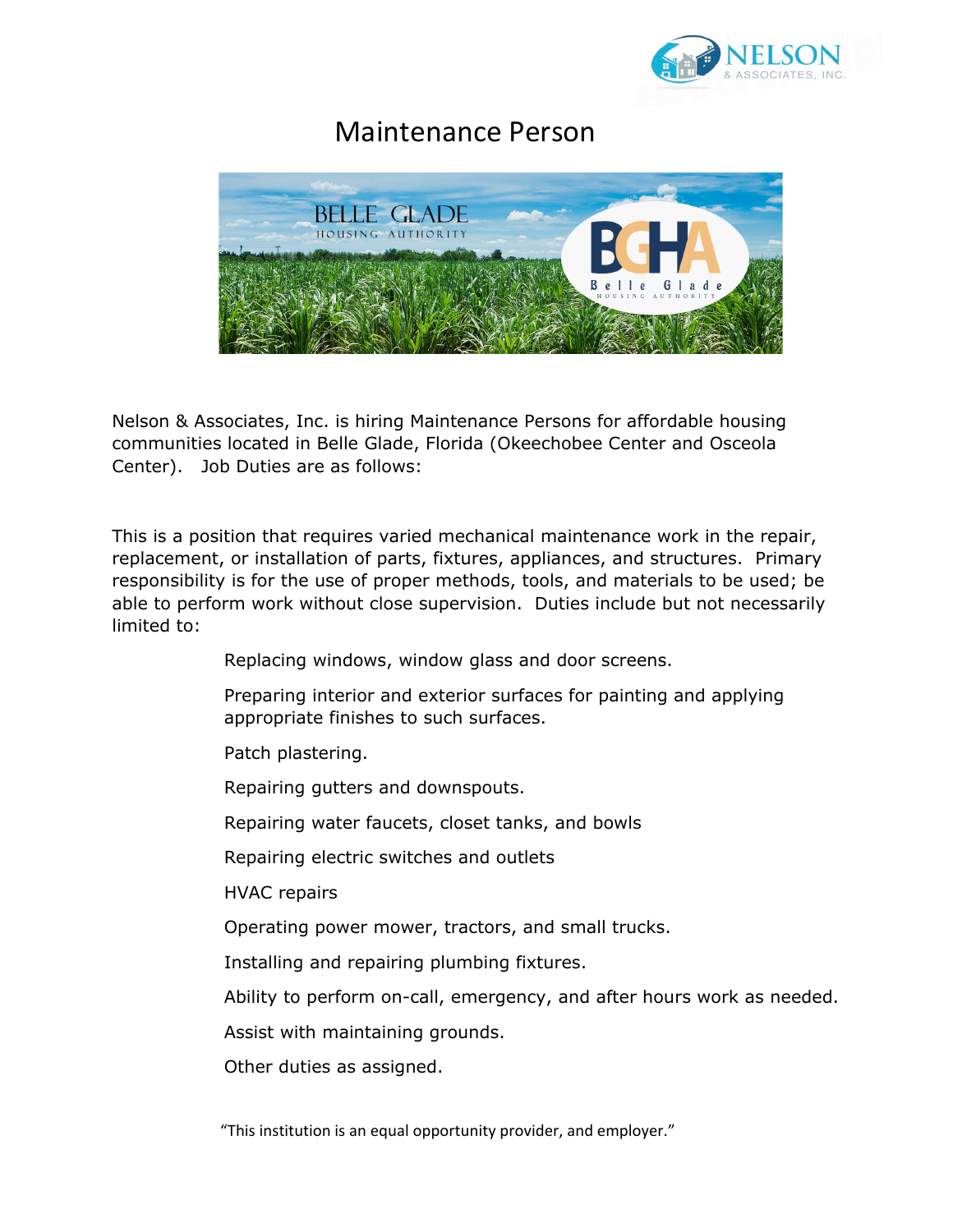# Maintenance Person

Nelson & Associates, Inc. is hiring Maintenance Persons for affordable housing communities located in Belle Glade, Florida (Okeechobee Center and Osceola Center). Job Duties are as follows:

This is a position that requires varied mechanical maintenance work in the repair, replacement, or installation of parts, fixtures, appliances, and structures. Primary responsibility is for the use of proper methods, tools, and materials to be used; be able to perform work without close supervision. Duties include but not necessarily limited to:

- Replacing windows, window glass and door screens.
- Preparing interior and exterior surfaces for painting and applying appropriate finishes to such surfaces.
- Patch plastering.
- Repairing gutters and downspouts.
- Repairing water faucets, closet tanks, and bowls
- Repairing electric switches and outlets
- HVAC repairs
- Operating power mower, tractors, and small trucks.
- Installing and repairing plumbing fixtures.
- Ability to perform on-call, emergency, and after hours work as needed.
- Assist with maintaining grounds.
- Other duties as assigned.

"This institution is an equal opportunity provider, and employer."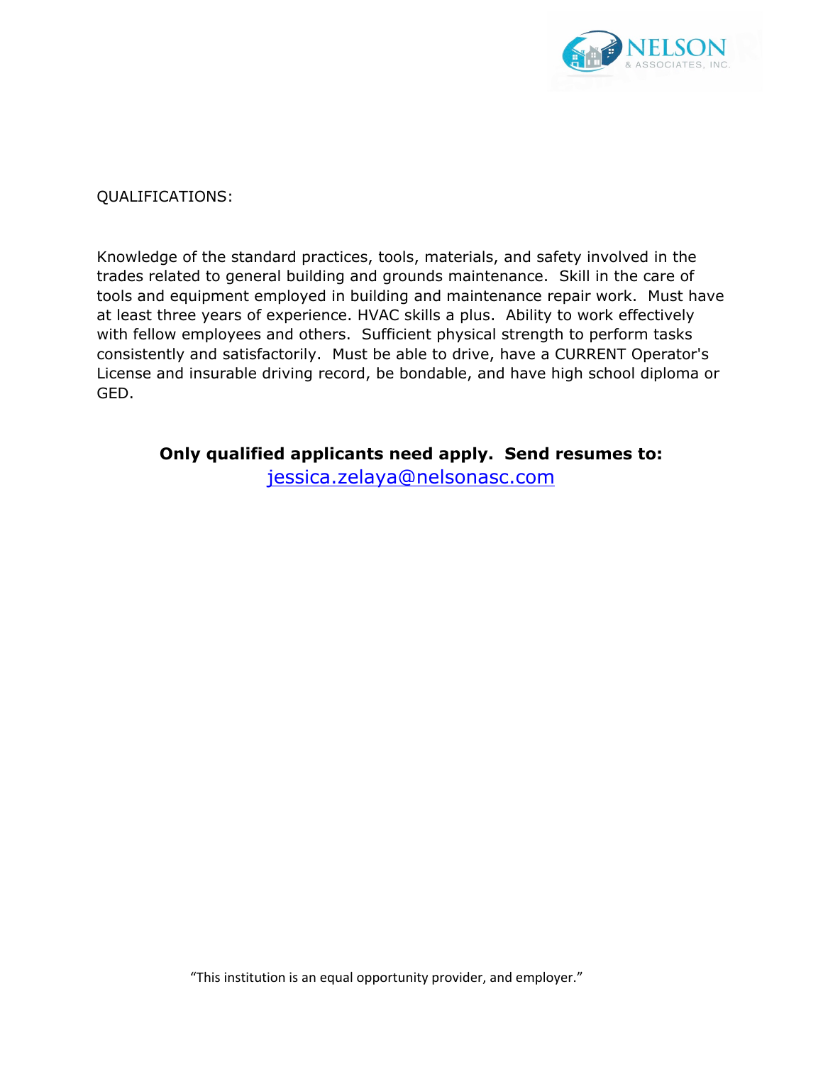QUALIFICATIONS:

Knowledge of the standard practices, tools, materials, and safety involved in the trades related to general building and grounds maintenance. Skill in the care of tools and equipment employed in building and maintenance repair work. Must have at least three years of experience. HVAC skills a plus. Ability to work effectively with fellow employees and others. Sufficient physical strength to perform tasks consistently and satisfactorily. Must be able to drive, have a CURRENT Operator's License and insurable driving record, be bondable, and have high school diploma or GED.

**Only qualified applicants need apply. Send resumes to:**
jessica.zelaya@nelsonasc.com

"This institution is an equal opportunity provider, and employer."